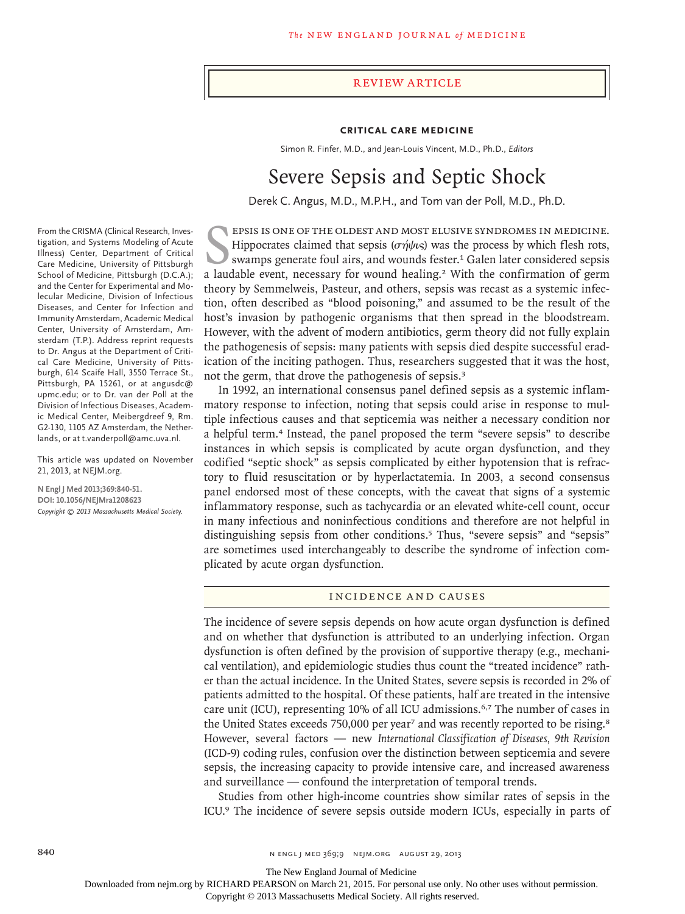REVIEW ARTICLE

**CRITICAL CARE MEDICINE**

Simon R. Finfer, M.D., and Jean-Louis Vincent, M.D., Ph.D., *Editors*

# Severe Sepsis and Septic Shock

Derek C. Angus, M.D., M.P.H., and Tom van der Poll, M.D., Ph.D.

From the CRISMA (Clinical Research, Investigation, and Systems Modeling of Acute Illness) Center, Department of Critical Care Medicine, University of Pittsburgh School of Medicine, Pittsburgh (D.C.A.); and the Center for Experimental and Molecular Medicine, Division of Infectious Diseases, and Center for Infection and Immunity Amsterdam, Academic Medical Center, University of Amsterdam, Amsterdam (T.P.). Address reprint requests to Dr. Angus at the Department of Critical Care Medicine, University of Pittsburgh, 614 Scaife Hall, 3550 Terrace St., Pittsburgh, PA 15261, or at angusdc@upmc.edu; or to Dr. van der Poll at the Division of Infectious Diseases, Academic Medical Center, Meibergdreef 9, Rm. G2-130, 1105 AZ Amsterdam, the Netherlands, or at t.vanderpoll@amc.uva.nl.

This article was updated on November 21, 2013, at NEJM.org.

**N Engl J Med 2013;369:840-51.**
**DOI: 10.1056/NEJMra1208623**
*Copyright © 2013 Massachusetts Medical Society.*

SEPSIS IS ONE OF THE OLDEST AND MOST ELUSIVE SYNDROMES IN MEDICINE. Hippocrates claimed that sepsis (σήψις) was the process by which flesh rots, swamps generate foul airs, and wounds fester.[1] Galen later considered sepsis a laudable event, necessary for wound healing.[2] With the confirmation of germ theory by Semmelweis, Pasteur, and others, sepsis was recast as a systemic infection, often described as "blood poisoning," and assumed to be the result of the host's invasion by pathogenic organisms that then spread in the bloodstream. However, with the advent of modern antibiotics, germ theory did not fully explain the pathogenesis of sepsis: many patients with sepsis died despite successful eradication of the inciting pathogen. Thus, researchers suggested that it was the host, not the germ, that drove the pathogenesis of sepsis.[3]

In 1992, an international consensus panel defined sepsis as a systemic inflammatory response to infection, noting that sepsis could arise in response to multiple infectious causes and that septicemia was neither a necessary condition nor a helpful term.[4] Instead, the panel proposed the term "severe sepsis" to describe instances in which sepsis is complicated by acute organ dysfunction, and they codified "septic shock" as sepsis complicated by either hypotension that is refractory to fluid resuscitation or by hyperlactatemia. In 2003, a second consensus panel endorsed most of these concepts, with the caveat that signs of a systemic inflammatory response, such as tachycardia or an elevated white-cell count, occur in many infectious and noninfectious conditions and therefore are not helpful in distinguishing sepsis from other conditions.[5] Thus, "severe sepsis" and "sepsis" are sometimes used interchangeably to describe the syndrome of infection complicated by acute organ dysfunction.

## INCIDENCE AND CAUSES

The incidence of severe sepsis depends on how acute organ dysfunction is defined and on whether that dysfunction is attributed to an underlying infection. Organ dysfunction is often defined by the provision of supportive therapy (e.g., mechanical ventilation), and epidemiologic studies thus count the "treated incidence" rather than the actual incidence. In the United States, severe sepsis is recorded in 2% of patients admitted to the hospital. Of these patients, half are treated in the intensive care unit (ICU), representing 10% of all ICU admissions.[6,7] The number of cases in the United States exceeds 750,000 per year[7] and was recently reported to be rising.[8] However, several factors — new *International Classification of Diseases, 9th Revision* (ICD-9) coding rules, confusion over the distinction between septicemia and severe sepsis, the increasing capacity to provide intensive care, and increased awareness and surveillance — confound the interpretation of temporal trends.

Studies from other high-income countries show similar rates of sepsis in the ICU.[9] The incidence of severe sepsis outside modern ICUs, especially in parts of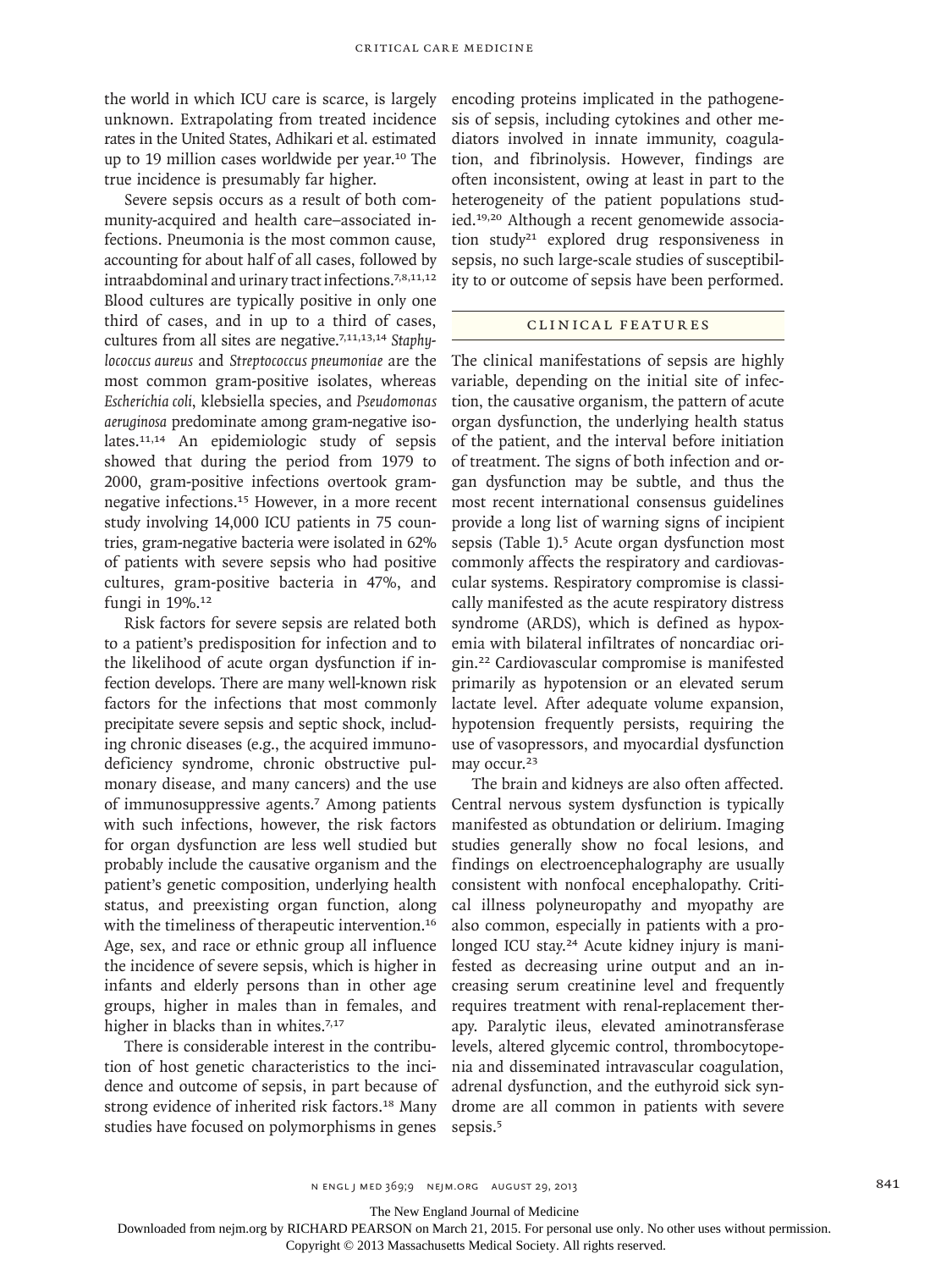the world in which ICU care is scarce, is largely unknown. Extrapolating from treated incidence rates in the United States, Adhikari et al. estimated up to 19 million cases worldwide per year.[10] The true incidence is presumably far higher.

Severe sepsis occurs as a result of both community-acquired and health care–associated infections. Pneumonia is the most common cause, accounting for about half of all cases, followed by intraabdominal and urinary tract infections.[7,8,11,12] Blood cultures are typically positive in only one third of cases, and in up to a third of cases, cultures from all sites are negative.[7,11,13,14] *Staphylococcus aureus* and *Streptococcus pneumoniae* are the most common gram-positive isolates, whereas *Escherichia coli*, klebsiella species, and *Pseudomonas aeruginosa* predominate among gram-negative isolates.[11,14] An epidemiologic study of sepsis showed that during the period from 1979 to 2000, gram-positive infections overtook gram-negative infections.[15] However, in a more recent study involving 14,000 ICU patients in 75 countries, gram-negative bacteria were isolated in 62% of patients with severe sepsis who had positive cultures, gram-positive bacteria in 47%, and fungi in 19%.[12]

Risk factors for severe sepsis are related both to a patient's predisposition for infection and to the likelihood of acute organ dysfunction if infection develops. There are many well-known risk factors for the infections that most commonly precipitate severe sepsis and septic shock, including chronic diseases (e.g., the acquired immunodeficiency syndrome, chronic obstructive pulmonary disease, and many cancers) and the use of immunosuppressive agents.[7] Among patients with such infections, however, the risk factors for organ dysfunction are less well studied but probably include the causative organism and the patient's genetic composition, underlying health status, and preexisting organ function, along with the timeliness of therapeutic intervention.[16] Age, sex, and race or ethnic group all influence the incidence of severe sepsis, which is higher in infants and elderly persons than in other age groups, higher in males than in females, and higher in blacks than in whites.[7,17]

There is considerable interest in the contribution of host genetic characteristics to the incidence and outcome of sepsis, in part because of strong evidence of inherited risk factors.[18] Many studies have focused on polymorphisms in genes encoding proteins implicated in the pathogenesis of sepsis, including cytokines and other mediators involved in innate immunity, coagulation, and fibrinolysis. However, findings are often inconsistent, owing at least in part to the heterogeneity of the patient populations studied.[19,20] Although a recent genomewide association study[21] explored drug responsiveness in sepsis, no such large-scale studies of susceptibility to or outcome of sepsis have been performed.

## CLINICAL FEATURES

The clinical manifestations of sepsis are highly variable, depending on the initial site of infection, the causative organism, the pattern of acute organ dysfunction, the underlying health status of the patient, and the interval before initiation of treatment. The signs of both infection and organ dysfunction may be subtle, and thus the most recent international consensus guidelines provide a long list of warning signs of incipient sepsis (Table 1).[5] Acute organ dysfunction most commonly affects the respiratory and cardiovascular systems. Respiratory compromise is classically manifested as the acute respiratory distress syndrome (ARDS), which is defined as hypoxemia with bilateral infiltrates of noncardiac origin.[22] Cardiovascular compromise is manifested primarily as hypotension or an elevated serum lactate level. After adequate volume expansion, hypotension frequently persists, requiring the use of vasopressors, and myocardial dysfunction may occur.[23]

The brain and kidneys are also often affected. Central nervous system dysfunction is typically manifested as obtundation or delirium. Imaging studies generally show no focal lesions, and findings on electroencephalography are usually consistent with nonfocal encephalopathy. Critical illness polyneuropathy and myopathy are also common, especially in patients with a prolonged ICU stay.[24] Acute kidney injury is manifested as decreasing urine output and an increasing serum creatinine level and frequently requires treatment with renal-replacement therapy. Paralytic ileus, elevated aminotransferase levels, altered glycemic control, thrombocytopenia and disseminated intravascular coagulation, adrenal dysfunction, and the euthyroid sick syndrome are all common in patients with severe sepsis.[5]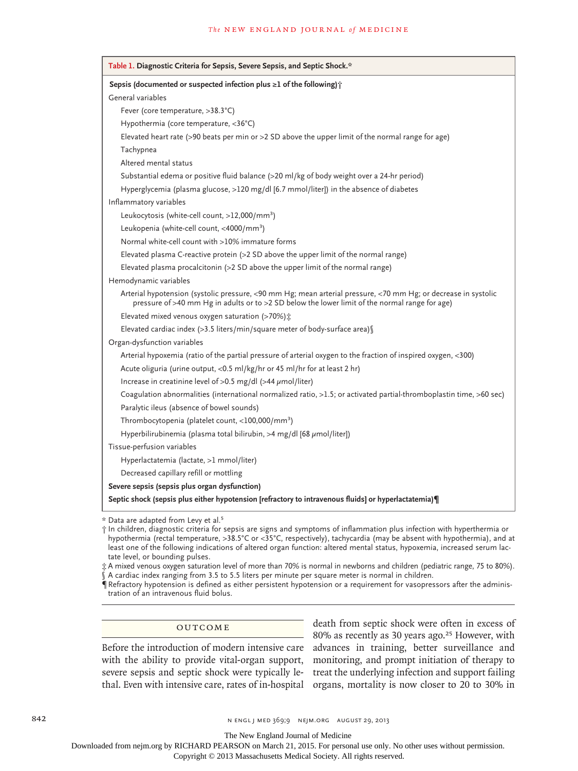**Table 1. Diagnostic Criteria for Sepsis, Severe Sepsis, and Septic Shock.***

| |
|---|
| **Sepsis (documented or suspected infection plus ≥1 of the following)†** |
| General variables |
| Fever (core temperature, >38.3°C) |
| Hypothermia (core temperature, <36°C) |
| Elevated heart rate (>90 beats per min or >2 SD above the upper limit of the normal range for age) |
| Tachypnea |
| Altered mental status |
| Substantial edema or positive fluid balance (>20 ml/kg of body weight over a 24-hr period) |
| Hyperglycemia (plasma glucose, >120 mg/dl [6.7 mmol/liter]) in the absence of diabetes |
| Inflammatory variables |
| Leukocytosis (white-cell count, >12,000/$mm^3$) |
| Leukopenia (white-cell count, <4000/$mm^3$) |
| Normal white-cell count with >10% immature forms |
| Elevated plasma C-reactive protein (>2 SD above the upper limit of the normal range) |
| Elevated plasma procalcitonin (>2 SD above the upper limit of the normal range) |
| Hemodynamic variables |
| Arterial hypotension (systolic pressure, <90 mm Hg; mean arterial pressure, <70 mm Hg; or decrease in systolic pressure of >40 mm Hg in adults or to >2 SD below the lower limit of the normal range for age) |
| Elevated mixed venous oxygen saturation (>70%)‡ |
| Elevated cardiac index (>3.5 liters/min/square meter of body-surface area)§ |
| Organ-dysfunction variables |
| Arterial hypoxemia (ratio of the partial pressure of arterial oxygen to the fraction of inspired oxygen, <300) |
| Acute oliguria (urine output, <0.5 ml/kg/hr or 45 ml/hr for at least 2 hr) |
| Increase in creatinine level of >0.5 mg/dl (>44 μmol/liter) |
| Coagulation abnormalities (international normalized ratio, >1.5; or activated partial-thromboplastin time, >60 sec) |
| Paralytic ileus (absence of bowel sounds) |
| Thrombocytopenia (platelet count, <100,000/$mm^3$) |
| Hyperbilirubinemia (plasma total bilirubin, >4 mg/dl [68 μmol/liter]) |
| Tissue-perfusion variables |
| Hyperlactatemia (lactate, >1 mmol/liter) |
| Decreased capillary refill or mottling |
| **Severe sepsis (sepsis plus organ dysfunction)** |
| **Septic shock (sepsis plus either hypotension [refractory to intravenous fluids] or hyperlactatemia)¶** |

\* Data are adapted from Levy et al.[5]

† In children, diagnostic criteria for sepsis are signs and symptoms of inflammation plus infection with hyperthermia or hypothermia (rectal temperature, >38.5°C or <35°C, respectively), tachycardia (may be absent with hypothermia), and at least one of the following indications of altered organ function: altered mental status, hypoxemia, increased serum lactate level, or bounding pulses.

‡ A mixed venous oxygen saturation level of more than 70% is normal in newborns and children (pediatric range, 75 to 80%).

§ A cardiac index ranging from 3.5 to 5.5 liters per minute per square meter is normal in children.

¶ Refractory hypotension is defined as either persistent hypotension or a requirement for vasopressors after the administration of an intravenous fluid bolus.

## OUTCOME

Before the introduction of modern intensive care with the ability to provide vital-organ support, severe sepsis and septic shock were typically lethal. Even with intensive care, rates of in-hospital death from septic shock were often in excess of 80% as recently as 30 years ago.[25] However, with advances in training, better surveillance and monitoring, and prompt initiation of therapy to treat the underlying infection and support failing organs, mortality is now closer to 20 to 30% in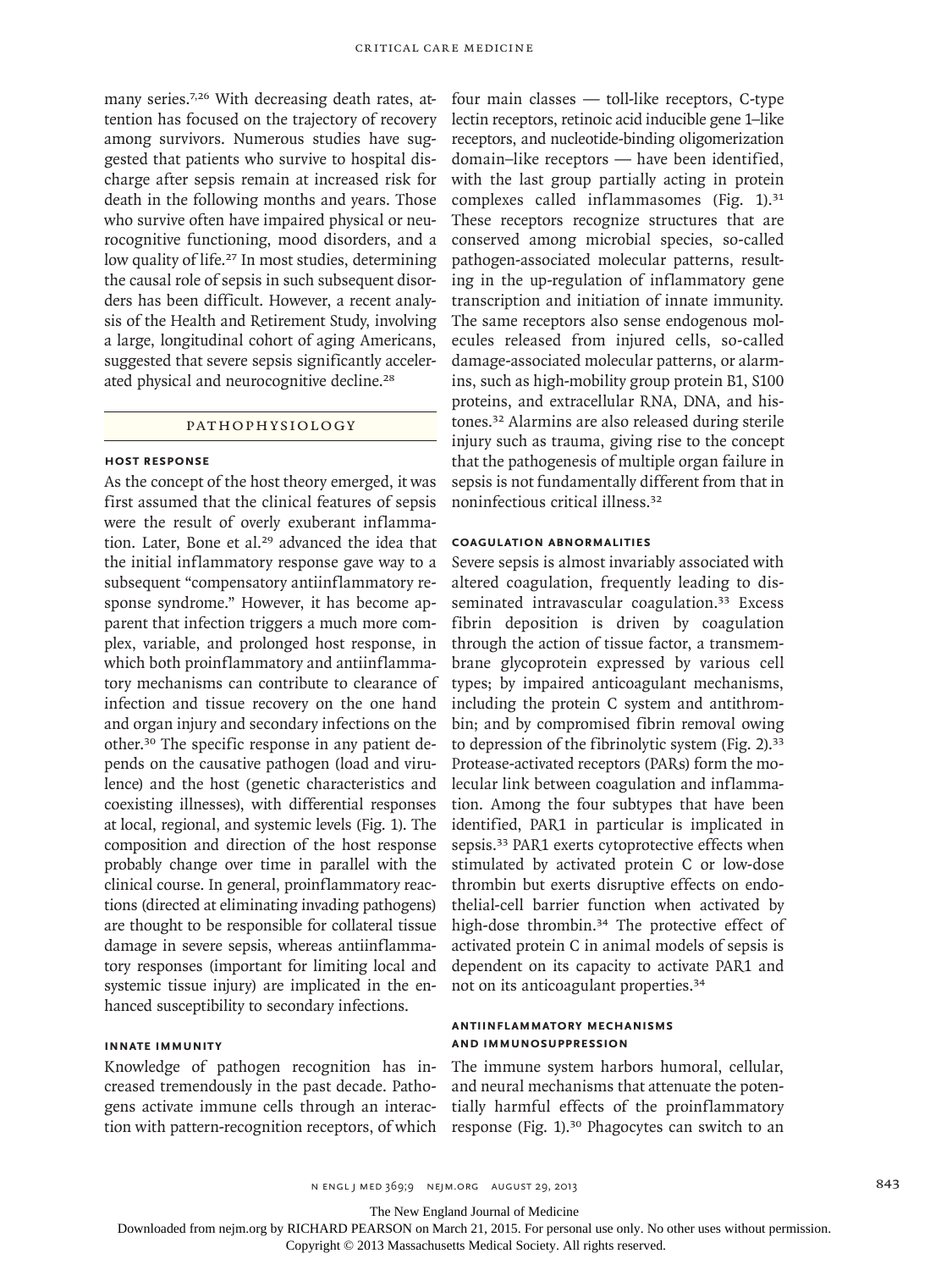many series.[7,26] With decreasing death rates, attention has focused on the trajectory of recovery among survivors. Numerous studies have suggested that patients who survive to hospital discharge after sepsis remain at increased risk for death in the following months and years. Those who survive often have impaired physical or neurocognitive functioning, mood disorders, and a low quality of life.[27] In most studies, determining the causal role of sepsis in such subsequent disorders has been difficult. However, a recent analysis of the Health and Retirement Study, involving a large, longitudinal cohort of aging Americans, suggested that severe sepsis significantly accelerated physical and neurocognitive decline.[28]

## PATHOPHYSIOLOGY

### HOST RESPONSE

As the concept of the host theory emerged, it was first assumed that the clinical features of sepsis were the result of overly exuberant inflammation. Later, Bone et al.[29] advanced the idea that the initial inflammatory response gave way to a subsequent "compensatory antiinflammatory response syndrome." However, it has become apparent that infection triggers a much more complex, variable, and prolonged host response, in which both proinflammatory and antiinflammatory mechanisms can contribute to clearance of infection and tissue recovery on the one hand and organ injury and secondary infections on the other.[30] The specific response in any patient depends on the causative pathogen (load and virulence) and the host (genetic characteristics and coexisting illnesses), with differential responses at local, regional, and systemic levels (Fig. 1). The composition and direction of the host response probably change over time in parallel with the clinical course. In general, proinflammatory reactions (directed at eliminating invading pathogens) are thought to be responsible for collateral tissue damage in severe sepsis, whereas antiinflammatory responses (important for limiting local and systemic tissue injury) are implicated in the enhanced susceptibility to secondary infections.

### INNATE IMMUNITY

Knowledge of pathogen recognition has increased tremendously in the past decade. Pathogens activate immune cells through an interaction with pattern-recognition receptors, of which four main classes — toll-like receptors, C-type lectin receptors, retinoic acid inducible gene 1–like receptors, and nucleotide-binding oligomerization domain–like receptors — have been identified, with the last group partially acting in protein complexes called inflammasomes (Fig. 1).[31] These receptors recognize structures that are conserved among microbial species, so-called pathogen-associated molecular patterns, resulting in the up-regulation of inflammatory gene transcription and initiation of innate immunity. The same receptors also sense endogenous molecules released from injured cells, so-called damage-associated molecular patterns, or alarmins, such as high-mobility group protein B1, S100 proteins, and extracellular RNA, DNA, and histones.[32] Alarmins are also released during sterile injury such as trauma, giving rise to the concept that the pathogenesis of multiple organ failure in sepsis is not fundamentally different from that in noninfectious critical illness.[32]

### COAGULATION ABNORMALITIES

Severe sepsis is almost invariably associated with altered coagulation, frequently leading to disseminated intravascular coagulation.[33] Excess fibrin deposition is driven by coagulation through the action of tissue factor, a transmembrane glycoprotein expressed by various cell types; by impaired anticoagulant mechanisms, including the protein C system and antithrombin; and by compromised fibrin removal owing to depression of the fibrinolytic system (Fig. 2).[33] Protease-activated receptors (PARs) form the molecular link between coagulation and inflammation. Among the four subtypes that have been identified, PAR1 in particular is implicated in sepsis.[33] PAR1 exerts cytoprotective effects when stimulated by activated protein C or low-dose thrombin but exerts disruptive effects on endothelial-cell barrier function when activated by high-dose thrombin.[34] The protective effect of activated protein C in animal models of sepsis is dependent on its capacity to activate PAR1 and not on its anticoagulant properties.[34]

### ANTIINFLAMMATORY MECHANISMS AND IMMUNOSUPPRESSION

The immune system harbors humoral, cellular, and neural mechanisms that attenuate the potentially harmful effects of the proinflammatory response (Fig. 1).[30] Phagocytes can switch to an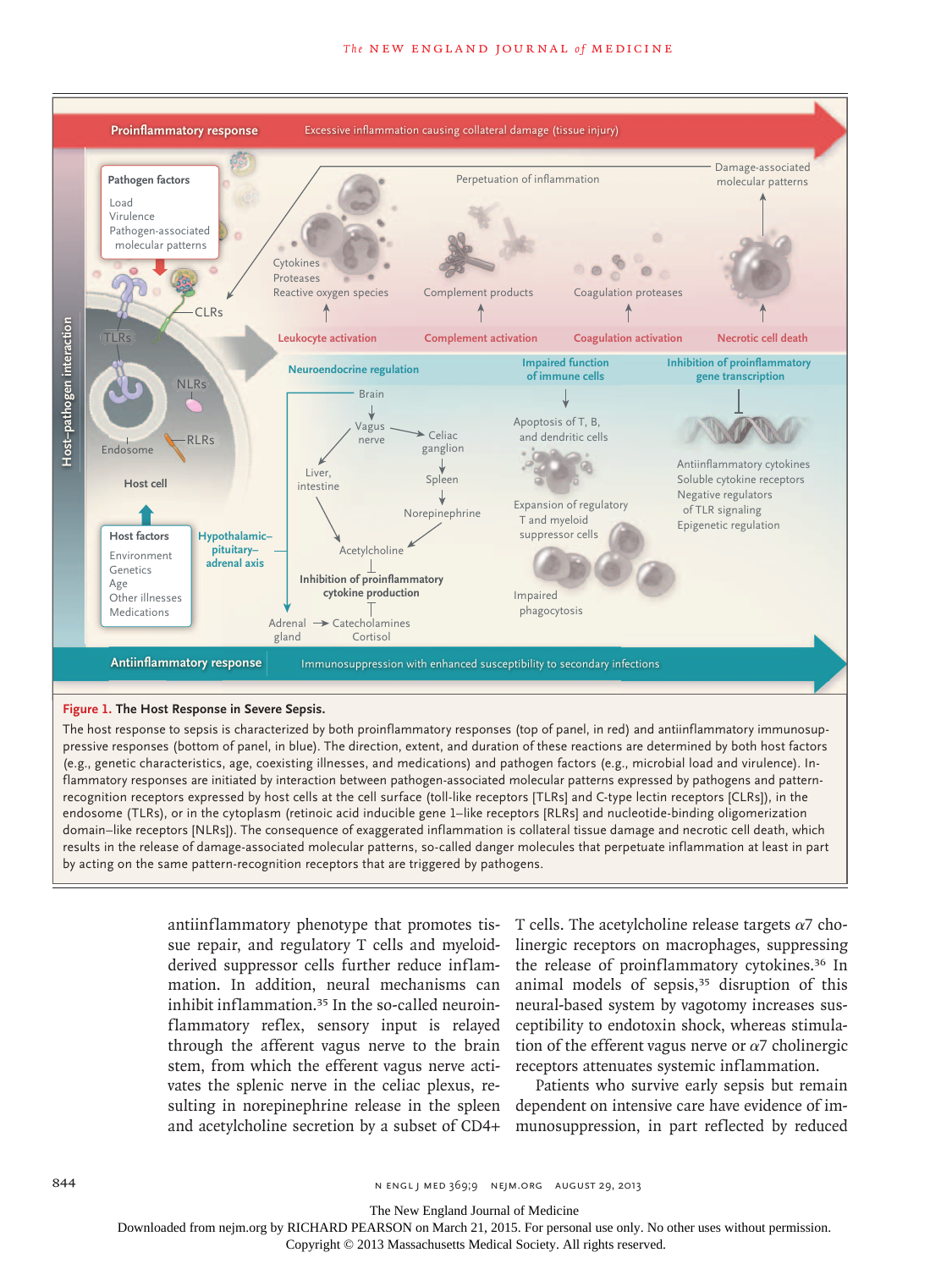Proinflammatory response

Excessive inflammation causing collateral damage (tissue injury)

Host–pathogen interaction

Pathogen factors

Load
Virulence
Pathogen-associated molecular patterns

CLRs

TLRs

NLRs

RLRs

Endosome

Host cell

Host factors

Environment
Genetics
Age
Other illnesses
Medications

Perpetuation of inflammation

Damage-associated molecular patterns

Cytokines
Proteases
Reactive oxygen species

Complement products

Coagulation proteases

Leukocyte activation

Complement activation

Coagulation activation

Necrotic cell death

Neuroendocrine regulation

Impaired function of immune cells

Inhibition of proinflammatory gene transcription

Brain

Vagus nerve

Celiac ganglion

Spleen

Norepinephrine

Liver, intestine

Acetylcholine

Inhibition of proinflammatory cytokine production

Hypothalamic–pituitary–adrenal axis

Adrenal gland

Catecholamines
Cortisol

Apoptosis of T, B, and dendritic cells

Expansion of regulatory T and myeloid suppressor cells

Impaired phagocytosis

Antiinflammatory cytokines
Soluble cytokine receptors
Negative regulators of TLR signaling
Epigenetic regulation

Antiinflammatory response

Immunosuppression with enhanced susceptibility to secondary infections

**Figure 1. The Host Response in Severe Sepsis.**

The host response to sepsis is characterized by both proinflammatory responses (top of panel, in red) and antiinflammatory immunosuppressive responses (bottom of panel, in blue). The direction, extent, and duration of these reactions are determined by both host factors (e.g., genetic characteristics, age, coexisting illnesses, and medications) and pathogen factors (e.g., microbial load and virulence). Inflammatory responses are initiated by interaction between pathogen-associated molecular patterns expressed by pathogens and pattern-recognition receptors expressed by host cells at the cell surface (toll-like receptors [TLRs] and C-type lectin receptors [CLRs]), in the endosome (TLRs), or in the cytoplasm (retinoic acid inducible gene 1–like receptors [RLRs] and nucleotide-binding oligomerization domain–like receptors [NLRs]). The consequence of exaggerated inflammation is collateral tissue damage and necrotic cell death, which results in the release of damage-associated molecular patterns, so-called danger molecules that perpetuate inflammation at least in part by acting on the same pattern-recognition receptors that are triggered by pathogens.

antiinflammatory phenotype that promotes tissue repair, and regulatory T cells and myeloid-derived suppressor cells further reduce inflammation. In addition, neural mechanisms can inhibit inflammation.[35] In the so-called neuroinflammatory reflex, sensory input is relayed through the afferent vagus nerve to the brain stem, from which the efferent vagus nerve activates the splenic nerve in the celiac plexus, resulting in norepinephrine release in the spleen and acetylcholine secretion by a subset of CD4+ T cells. The acetylcholine release targets $\alpha 7$ cholinergic receptors on macrophages, suppressing the release of proinflammatory cytokines.[36] In animal models of sepsis,[35] disruption of this neural-based system by vagotomy increases susceptibility to endotoxin shock, whereas stimulation of the efferent vagus nerve or $\alpha 7$ cholinergic receptors attenuates systemic inflammation.

Patients who survive early sepsis but remain dependent on intensive care have evidence of immunosuppression, in part reflected by reduced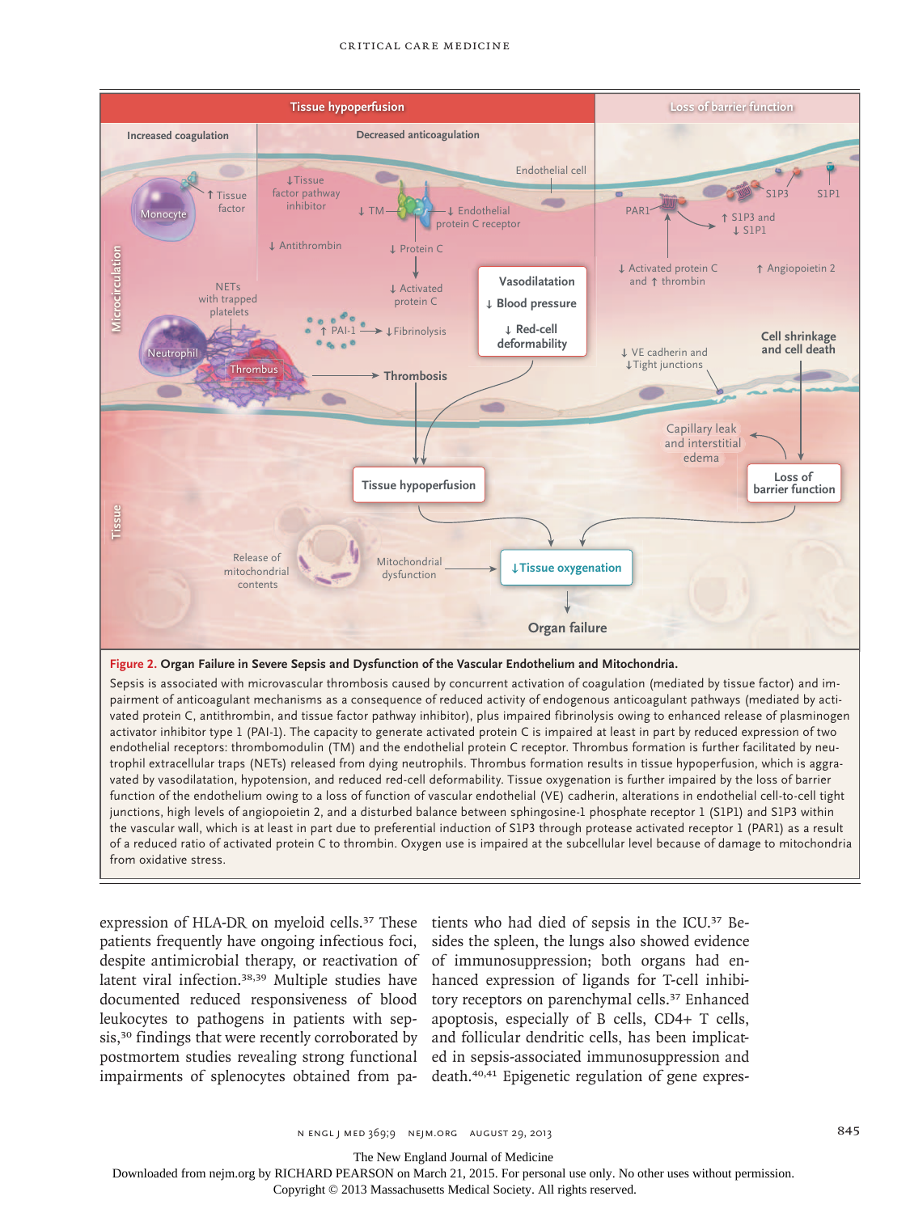Tissue hypoperfusion

Loss of barrier function

Increased coagulation

Decreased anticoagulation

Microcirculation

Tissue

Monocyte

↑ Tissue factor

↓Tissue factor pathway inhibitor

↓ TM

↓ Endothelial protein C receptor

Endothelial cell

↓ Antithrombin

↓ Protein C

↓ Activated protein C

NETs with trapped platelets

Neutrophil

Thrombus

↑ PAI-1

↓Fibrinolysis

Thrombosis

Vasodilatation

↓ Blood pressure

↓ Red-cell deformability

PAR1

S1P3

S1P1

↑ S1P3 and ↓ S1P1

↓ Activated protein C and ↑ thrombin

↑ Angiopoietin 2

↓ VE cadherin and ↓Tight junctions

Cell shrinkage and cell death

Capillary leak and interstitial edema

Loss of barrier function

Tissue hypoperfusion

Release of mitochondrial contents

Mitochondrial dysfunction

↓Tissue oxygenation

Organ failure

**Figure 2. Organ Failure in Severe Sepsis and Dysfunction of the Vascular Endothelium and Mitochondria.**

Sepsis is associated with microvascular thrombosis caused by concurrent activation of coagulation (mediated by tissue factor) and impairment of anticoagulant mechanisms as a consequence of reduced activity of endogenous anticoagulant pathways (mediated by activated protein C, antithrombin, and tissue factor pathway inhibitor), plus impaired fibrinolysis owing to enhanced release of plasminogen activator inhibitor type 1 (PAI-1). The capacity to generate activated protein C is impaired at least in part by reduced expression of two endothelial receptors: thrombomodulin (TM) and the endothelial protein C receptor. Thrombus formation is further facilitated by neutrophil extracellular traps (NETs) released from dying neutrophils. Thrombus formation results in tissue hypoperfusion, which is aggravated by vasodilatation, hypotension, and reduced red-cell deformability. Tissue oxygenation is further impaired by the loss of barrier function of the endothelium owing to a loss of function of vascular endothelial (VE) cadherin, alterations in endothelial cell-to-cell tight junctions, high levels of angiopoietin 2, and a disturbed balance between sphingosine-1 phosphate receptor 1 (S1P1) and S1P3 within the vascular wall, which is at least in part due to preferential induction of S1P3 through protease activated receptor 1 (PAR1) as a result of a reduced ratio of activated protein C to thrombin. Oxygen use is impaired at the subcellular level because of damage to mitochondria from oxidative stress.

expression of HLA-DR on myeloid cells.[37] These patients frequently have ongoing infectious foci, despite antimicrobial therapy, or reactivation of latent viral infection.[38,39] Multiple studies have documented reduced responsiveness of blood leukocytes to pathogens in patients with sepsis,[30] findings that were recently corroborated by postmortem studies revealing strong functional impairments of splenocytes obtained from patients who had died of sepsis in the ICU.[37] Besides the spleen, the lungs also showed evidence of immunosuppression; both organs had enhanced expression of ligands for T-cell inhibitory receptors on parenchymal cells.[37] Enhanced apoptosis, especially of B cells, CD4+ T cells, and follicular dendritic cells, has been implicated in sepsis-associated immunosuppression and death.[40,41] Epigenetic regulation of gene expres-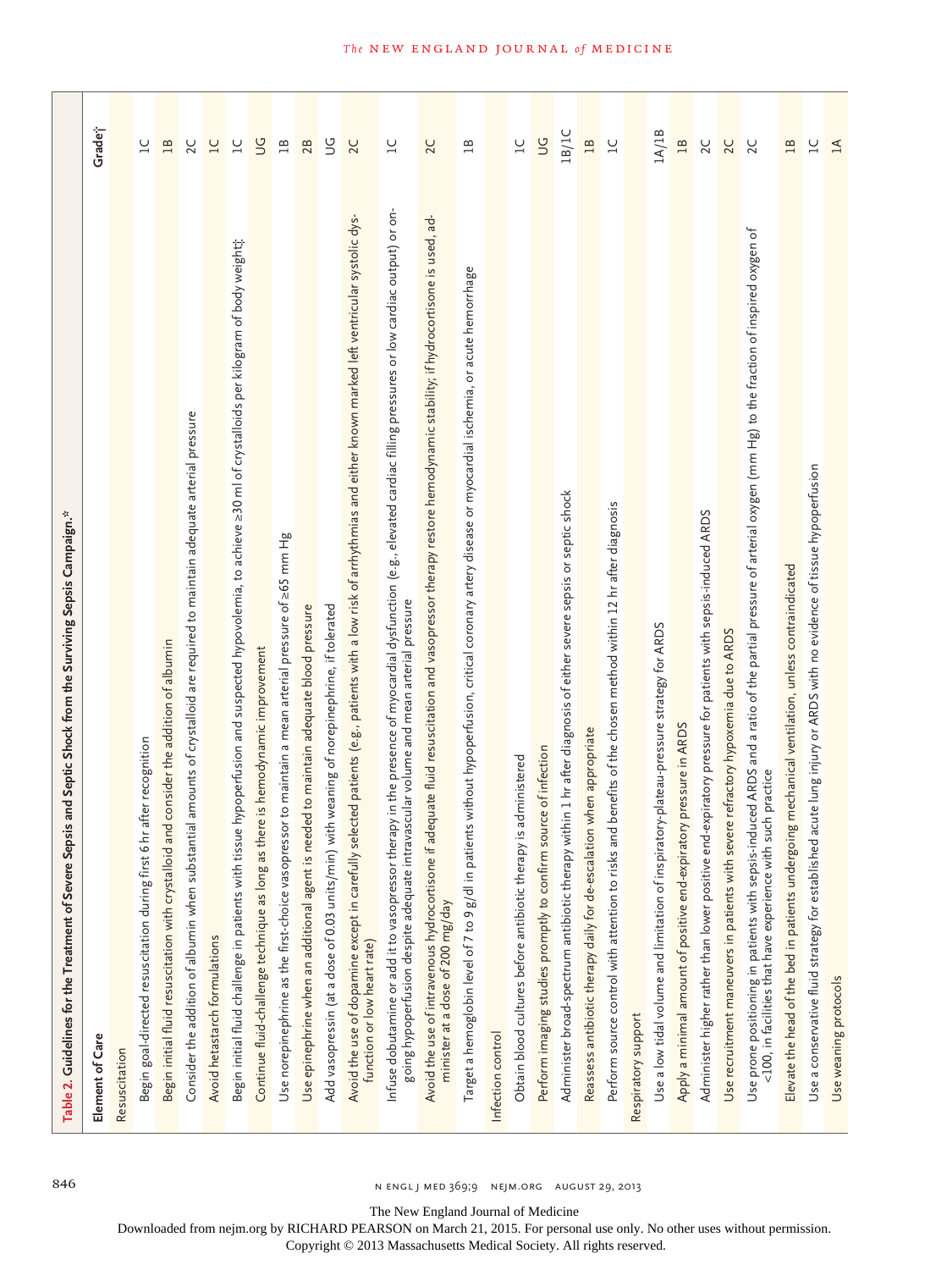**Table 2.** Guidelines for the Treatment of Severe Sepsis and Septic Shock from the Surviving Sepsis Campaign.*

| Element of Care | Grade† |
|---|---|
| **Resuscitation** | |
| Begin goal-directed resuscitation during first 6 hr after recognition | 1C |
| Begin initial fluid resuscitation with crystalloid and consider the addition of albumin | 1B |
| Consider the addition of albumin when substantial amounts of crystalloid are required to maintain adequate arterial pressure | 2C |
| Avoid hetastarch formulations | 1C |
| Begin initial fluid challenge in patients with tissue hypoperfusion and suspected hypovolemia, to achieve ≥30 ml of crystalloids per kilogram of body weight‡ | 1C |
| Continue fluid-challenge technique as long as there is hemodynamic improvement | UG |
| Use norepinephrine as the first-choice vasopressor to maintain a mean arterial pressure of ≥65 mm Hg | 1B |
| Use epinephrine when an additional agent is needed to maintain adequate blood pressure | 2B |
| Add vasopressin (at a dose of 0.03 units/min) with weaning of norepinephrine, if tolerated | UG |
| Avoid the use of dopamine except in carefully selected patients (e.g., patients with a low risk of arrhythmias and either known marked left ventricular systolic dysfunction or low heart rate) | 2C |
| Infuse dobutamine or add it to vasopressor therapy in the presence of myocardial dysfunction (e.g., elevated cardiac filling pressures or low cardiac output) or ongoing hypoperfusion despite adequate intravascular volume and mean arterial pressure | 1C |
| Avoid the use of intravenous hydrocortisone if adequate fluid resuscitation and vasopressor therapy restore hemodynamic stability; if hydrocortisone is used, administer at a dose of 200 mg/day | 2C |
| Target a hemoglobin level of 7 to 9 g/dl in patients without hypoperfusion, critical coronary artery disease or myocardial ischemia, or acute hemorrhage | 1B |
| **Infection control** | |
| Obtain blood cultures before antibiotic therapy is administered | 1C |
| Perform imaging studies promptly to confirm source of infection | UG |
| Administer broad-spectrum antibiotic therapy within 1 hr after diagnosis of either severe sepsis or septic shock | 1B/1C |
| Reassess antibiotic therapy daily for de-escalation when appropriate | 1B |
| Perform source control with attention to risks and benefits of the chosen method within 12 hr after diagnosis | 1C |
| **Respiratory support** | |
| Use a low tidal volume and limitation of inspiratory-plateau-pressure strategy for ARDS | 1A/1B |
| Apply a minimal amount of positive end-expiratory pressure in ARDS | 1B |
| Administer higher rather than lower positive end-expiratory pressure for patients with sepsis-induced ARDS | 2C |
| Use recruitment maneuvers in patients with severe refractory hypoxemia due to ARDS | 2C |
| Use prone positioning in patients with sepsis-induced ARDS and a ratio of the partial pressure of arterial oxygen (mm Hg) to the fraction of inspired oxygen of <100, in facilities that have experience with such practice | 2C |
| Elevate the head of the bed in patients undergoing mechanical ventilation, unless contraindicated | 1B |
| Use a conservative fluid strategy for established acute lung injury or ARDS with no evidence of tissue hypoperfusion | 1C |
| Use weaning protocols | 1A |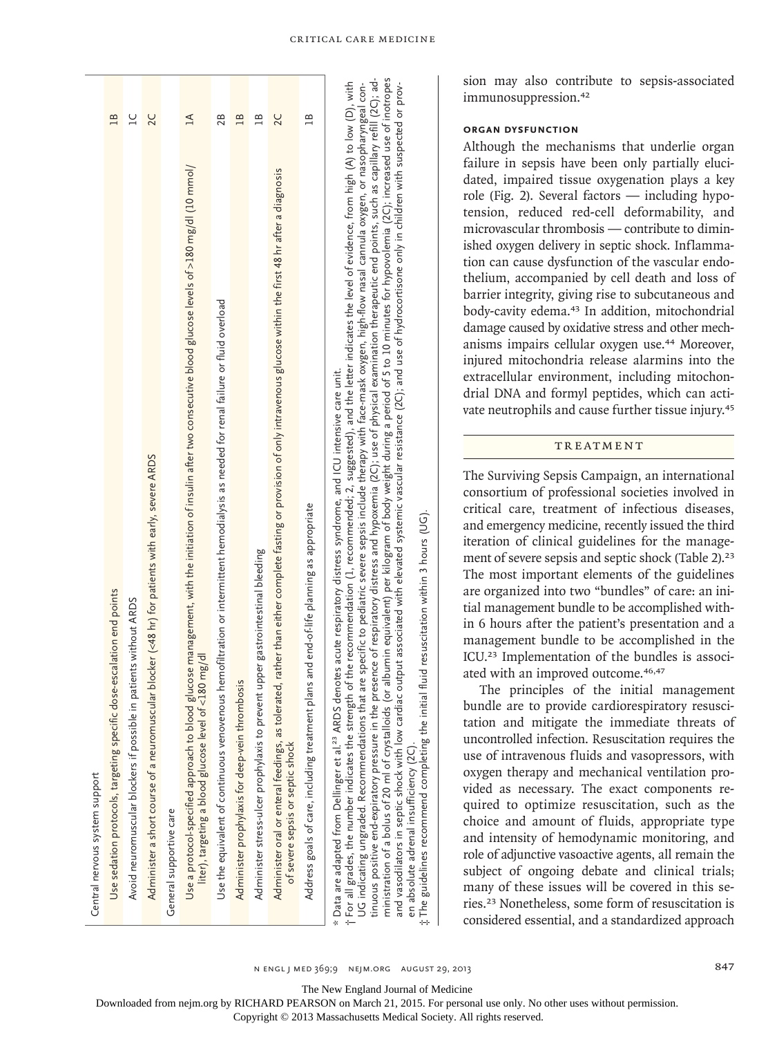| | |
|---|---|
| Central nervous system support | |
| Use sedation protocols, targeting specific dose-escalation end points | 1B |
| Avoid neuromuscular blockers if possible in patients without ARDS | 1C |
| Administer a short course of a neuromuscular blocker (<48 hr) for patients with early, severe ARDS | 2C |
| General supportive care | |
| Use a protocol-specified approach to blood glucose management, with the initiation of insulin after two consecutive blood glucose levels of >180 mg/dl (10 mmol/liter), targeting a blood glucose level of <180 mg/dl | 1A |
| Use the equivalent of continuous venovenous hemofiltration or intermittent hemodialysis as needed for renal failure or fluid overload | 2B |
| Administer prophylaxis for deep-vein thrombosis | 1B |
| Administer stress-ulcer prophylaxis to prevent upper gastrointestinal bleeding | 1B |
| Administer oral or enteral feedings, as tolerated, rather than either complete fasting or provision of only intravenous glucose within the first 48 hr after a diagnosis of severe sepsis or septic shock | 2C |
| Address goals of care, including treatment plans and end-of-life planning as appropriate | 1B |

\* Data are adapted from Dellinger et al.[23] ARDS denotes acute respiratory distress syndrome, and ICU intensive care unit.

† For all grades, the number indicates the strength of the recommendation (1, recommended; 2, suggested), and the letter indicates the level of evidence, from high (A) to low (D), with UG indicating ungraded. Recommendations that are specific to pediatric severe sepsis include therapy with face-mask oxygen, high-flow nasal cannula oxygen, or nasopharyngeal continuous positive end-expiratory pressure in the presence of respiratory distress and hypoxemia (2C); use of physical examination therapeutic end points, such as capillary refill (2C); administration of a bolus of 20 ml of crystalloids (or albumin equivalent) per kilogram of body weight during a period of 5 to 10 minutes for hypovolemia (2C); increased use of inotropes and vasodilators in septic shock with low cardiac output associated with elevated systemic vascular resistance (2C); and use of hydrocortisone only in children with suspected or proven absolute adrenal insufficiency (2C).

‡ The guidelines recommend completing the initial fluid resuscitation within 3 hours (UG).

sion may also contribute to sepsis-associated immunosuppression.[42]

#### ORGAN DYSFUNCTION

Although the mechanisms that underlie organ failure in sepsis have been only partially elucidated, impaired tissue oxygenation plays a key role (Fig. 2). Several factors — including hypotension, reduced red-cell deformability, and microvascular thrombosis — contribute to diminished oxygen delivery in septic shock. Inflammation can cause dysfunction of the vascular endothelium, accompanied by cell death and loss of barrier integrity, giving rise to subcutaneous and body-cavity edema.[43] In addition, mitochondrial damage caused by oxidative stress and other mechanisms impairs cellular oxygen use.[44] Moreover, injured mitochondria release alarmins into the extracellular environment, including mitochondrial DNA and formyl peptides, which can activate neutrophils and cause further tissue injury.[45]

## TREATMENT

The Surviving Sepsis Campaign, an international consortium of professional societies involved in critical care, treatment of infectious diseases, and emergency medicine, recently issued the third iteration of clinical guidelines for the management of severe sepsis and septic shock (Table 2).[23] The most important elements of the guidelines are organized into two "bundles" of care: an initial management bundle to be accomplished within 6 hours after the patient's presentation and a management bundle to be accomplished in the ICU.[23] Implementation of the bundles is associated with an improved outcome.[46,47]

The principles of the initial management bundle are to provide cardiorespiratory resuscitation and mitigate the immediate threats of uncontrolled infection. Resuscitation requires the use of intravenous fluids and vasopressors, with oxygen therapy and mechanical ventilation provided as necessary. The exact components required to optimize resuscitation, such as the choice and amount of fluids, appropriate type and intensity of hemodynamic monitoring, and role of adjunctive vasoactive agents, all remain the subject of ongoing debate and clinical trials; many of these issues will be covered in this series.[23] Nonetheless, some form of resuscitation is considered essential, and a standardized approach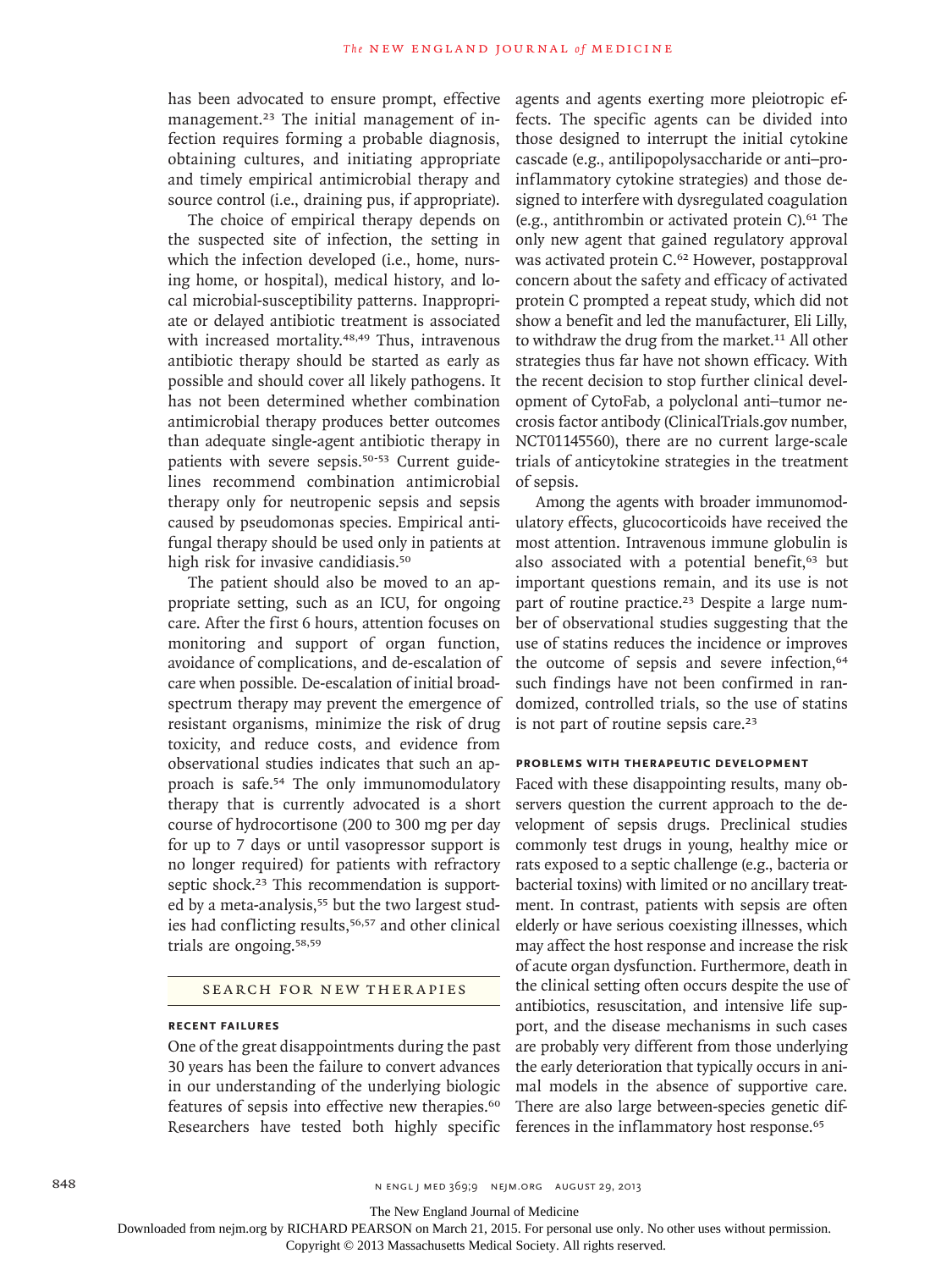has been advocated to ensure prompt, effective management.[23] The initial management of infection requires forming a probable diagnosis, obtaining cultures, and initiating appropriate and timely empirical antimicrobial therapy and source control (i.e., draining pus, if appropriate).

The choice of empirical therapy depends on the suspected site of infection, the setting in which the infection developed (i.e., home, nursing home, or hospital), medical history, and local microbial-susceptibility patterns. Inappropriate or delayed antibiotic treatment is associated with increased mortality.[48,49] Thus, intravenous antibiotic therapy should be started as early as possible and should cover all likely pathogens. It has not been determined whether combination antimicrobial therapy produces better outcomes than adequate single-agent antibiotic therapy in patients with severe sepsis.[50-53] Current guidelines recommend combination antimicrobial therapy only for neutropenic sepsis and sepsis caused by pseudomonas species. Empirical antifungal therapy should be used only in patients at high risk for invasive candidiasis.[50]

The patient should also be moved to an appropriate setting, such as an ICU, for ongoing care. After the first 6 hours, attention focuses on monitoring and support of organ function, avoidance of complications, and de-escalation of care when possible. De-escalation of initial broad-spectrum therapy may prevent the emergence of resistant organisms, minimize the risk of drug toxicity, and reduce costs, and evidence from observational studies indicates that such an approach is safe.[54] The only immunomodulatory therapy that is currently advocated is a short course of hydrocortisone (200 to 300 mg per day for up to 7 days or until vasopressor support is no longer required) for patients with refractory septic shock.[23] This recommendation is supported by a meta-analysis,[55] but the two largest studies had conflicting results,[56,57] and other clinical trials are ongoing.[58,59]

## SEARCH FOR NEW THERAPIES

### RECENT FAILURES

One of the great disappointments during the past 30 years has been the failure to convert advances in our understanding of the underlying biologic features of sepsis into effective new therapies.[60] Researchers have tested both highly specific agents and agents exerting more pleiotropic effects. The specific agents can be divided into those designed to interrupt the initial cytokine cascade (e.g., antilipopolysaccharide or anti–proinflammatory cytokine strategies) and those designed to interfere with dysregulated coagulation (e.g., antithrombin or activated protein C).[61] The only new agent that gained regulatory approval was activated protein C.[62] However, postapproval concern about the safety and efficacy of activated protein C prompted a repeat study, which did not show a benefit and led the manufacturer, Eli Lilly, to withdraw the drug from the market.[11] All other strategies thus far have not shown efficacy. With the recent decision to stop further clinical development of CytoFab, a polyclonal anti–tumor necrosis factor antibody (ClinicalTrials.gov number, NCT01145560), there are no current large-scale trials of anticytokine strategies in the treatment of sepsis.

Among the agents with broader immunomodulatory effects, glucocorticoids have received the most attention. Intravenous immune globulin is also associated with a potential benefit,[63] but important questions remain, and its use is not part of routine practice.[23] Despite a large number of observational studies suggesting that the use of statins reduces the incidence or improves the outcome of sepsis and severe infection,[64] such findings have not been confirmed in randomized, controlled trials, so the use of statins is not part of routine sepsis care.[23]

### PROBLEMS WITH THERAPEUTIC DEVELOPMENT

Faced with these disappointing results, many observers question the current approach to the development of sepsis drugs. Preclinical studies commonly test drugs in young, healthy mice or rats exposed to a septic challenge (e.g., bacteria or bacterial toxins) with limited or no ancillary treatment. In contrast, patients with sepsis are often elderly or have serious coexisting illnesses, which may affect the host response and increase the risk of acute organ dysfunction. Furthermore, death in the clinical setting often occurs despite the use of antibiotics, resuscitation, and intensive life support, and the disease mechanisms in such cases are probably very different from those underlying the early deterioration that typically occurs in animal models in the absence of supportive care. There are also large between-species genetic differences in the inflammatory host response.[65]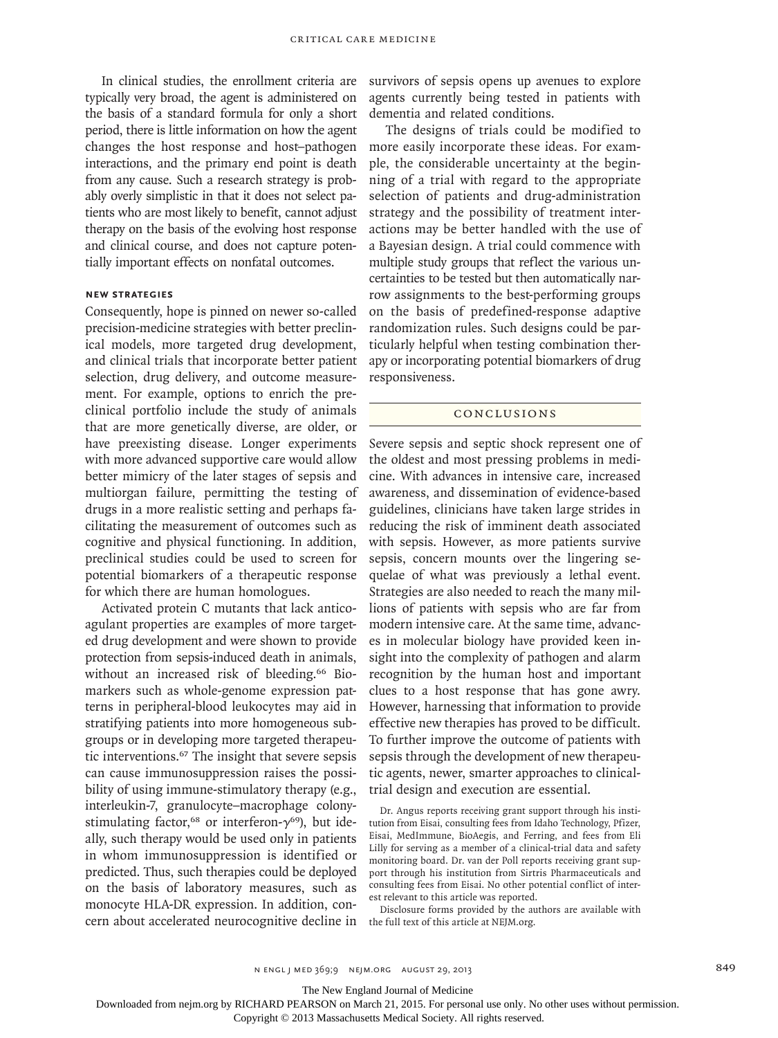In clinical studies, the enrollment criteria are typically very broad, the agent is administered on the basis of a standard formula for only a short period, there is little information on how the agent changes the host response and host–pathogen interactions, and the primary end point is death from any cause. Such a research strategy is probably overly simplistic in that it does not select patients who are most likely to benefit, cannot adjust therapy on the basis of the evolving host response and clinical course, and does not capture potentially important effects on nonfatal outcomes.

### NEW STRATEGIES

Consequently, hope is pinned on newer so-called precision-medicine strategies with better preclinical models, more targeted drug development, and clinical trials that incorporate better patient selection, drug delivery, and outcome measurement. For example, options to enrich the preclinical portfolio include the study of animals that are more genetically diverse, are older, or have preexisting disease. Longer experiments with more advanced supportive care would allow better mimicry of the later stages of sepsis and multiorgan failure, permitting the testing of drugs in a more realistic setting and perhaps facilitating the measurement of outcomes such as cognitive and physical functioning. In addition, preclinical studies could be used to screen for potential biomarkers of a therapeutic response for which there are human homologues.

Activated protein C mutants that lack anticoagulant properties are examples of more targeted drug development and were shown to provide protection from sepsis-induced death in animals, without an increased risk of bleeding.[66] Biomarkers such as whole-genome expression patterns in peripheral-blood leukocytes may aid in stratifying patients into more homogeneous subgroups or in developing more targeted therapeutic interventions.[67] The insight that severe sepsis can cause immunosuppression raises the possibility of using immune-stimulatory therapy (e.g., interleukin-7, granulocyte–macrophage colony-stimulating factor,[68] or interferon-$\gamma$[69]), but ideally, such therapy would be used only in patients in whom immunosuppression is identified or predicted. Thus, such therapies could be deployed on the basis of laboratory measures, such as monocyte HLA-DR expression. In addition, concern about accelerated neurocognitive decline in survivors of sepsis opens up avenues to explore agents currently being tested in patients with dementia and related conditions.

The designs of trials could be modified to more easily incorporate these ideas. For example, the considerable uncertainty at the beginning of a trial with regard to the appropriate selection of patients and drug-administration strategy and the possibility of treatment interactions may be better handled with the use of a Bayesian design. A trial could commence with multiple study groups that reflect the various uncertainties to be tested but then automatically narrow assignments to the best-performing groups on the basis of predefined-response adaptive randomization rules. Such designs could be particularly helpful when testing combination therapy or incorporating potential biomarkers of drug responsiveness.

## CONCLUSIONS

Severe sepsis and septic shock represent one of the oldest and most pressing problems in medicine. With advances in intensive care, increased awareness, and dissemination of evidence-based guidelines, clinicians have taken large strides in reducing the risk of imminent death associated with sepsis. However, as more patients survive sepsis, concern mounts over the lingering sequelae of what was previously a lethal event. Strategies are also needed to reach the many millions of patients with sepsis who are far from modern intensive care. At the same time, advances in molecular biology have provided keen insight into the complexity of pathogen and alarm recognition by the human host and important clues to a host response that has gone awry. However, harnessing that information to provide effective new therapies has proved to be difficult. To further improve the outcome of patients with sepsis through the development of new therapeutic agents, newer, smarter approaches to clinical-trial design and execution are essential.

Dr. Angus reports receiving grant support through his institution from Eisai, consulting fees from Idaho Technology, Pfizer, Eisai, MedImmune, BioAegis, and Ferring, and fees from Eli Lilly for serving as a member of a clinical-trial data and safety monitoring board. Dr. van der Poll reports receiving grant support through his institution from Sirtris Pharmaceuticals and consulting fees from Eisai. No other potential conflict of interest relevant to this article was reported.

Disclosure forms provided by the authors are available with the full text of this article at NEJM.org.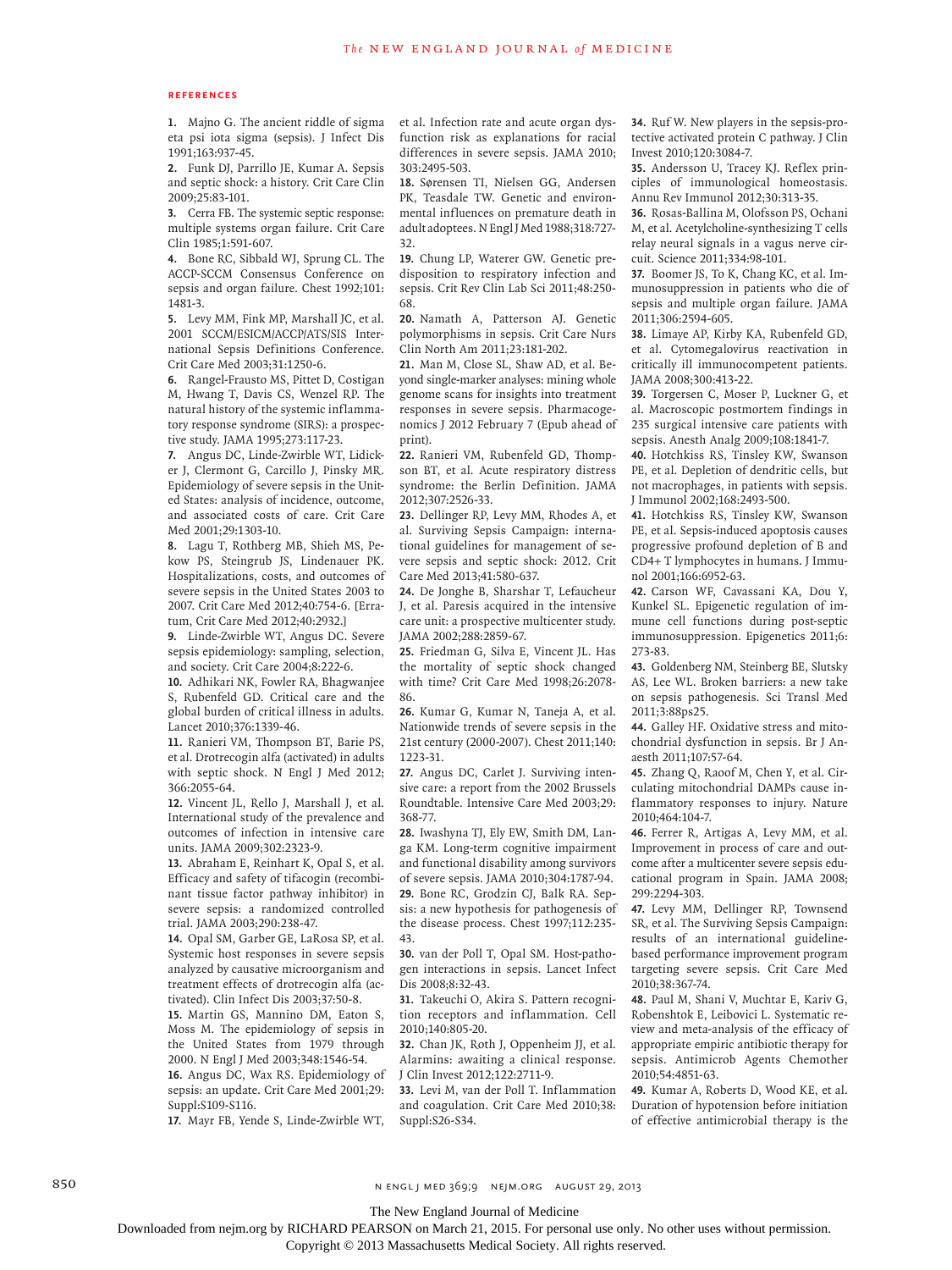## REFERENCES

1. Majno G. The ancient riddle of sigma eta psi iota sigma (sepsis). J Infect Dis 1991;163:937-45.
2. Funk DJ, Parrillo JE, Kumar A. Sepsis and septic shock: a history. Crit Care Clin 2009;25:83-101.
3. Cerra FB. The systemic septic response: multiple systems organ failure. Crit Care Clin 1985;1:591-607.
4. Bone RC, Sibbald WJ, Sprung CL. The ACCP-SCCM Consensus Conference on sepsis and organ failure. Chest 1992;101:1481-3.
5. Levy MM, Fink MP, Marshall JC, et al. 2001 SCCM/ESICM/ACCP/ATS/SIS International Sepsis Definitions Conference. Crit Care Med 2003;31:1250-6.
6. Rangel-Frausto MS, Pittet D, Costigan M, Hwang T, Davis CS, Wenzel RP. The natural history of the systemic inflammatory response syndrome (SIRS): a prospective study. JAMA 1995;273:117-23.
7. Angus DC, Linde-Zwirble WT, Lidicker J, Clermont G, Carcillo J, Pinsky MR. Epidemiology of severe sepsis in the United States: analysis of incidence, outcome, and associated costs of care. Crit Care Med 2001;29:1303-10.
8. Lagu T, Rothberg MB, Shieh MS, Pekow PS, Steingrub JS, Lindenauer PK. Hospitalizations, costs, and outcomes of severe sepsis in the United States 2003 to 2007. Crit Care Med 2012;40:754-6. [Erratum, Crit Care Med 2012;40:2932.]
9. Linde-Zwirble WT, Angus DC. Severe sepsis epidemiology: sampling, selection, and society. Crit Care 2004;8:222-6.
10. Adhikari NK, Fowler RA, Bhagwanjee S, Rubenfeld GD. Critical care and the global burden of critical illness in adults. Lancet 2010;376:1339-46.
11. Ranieri VM, Thompson BT, Barie PS, et al. Drotrecogin alfa (activated) in adults with septic shock. N Engl J Med 2012;366:2055-64.
12. Vincent JL, Rello J, Marshall J, et al. International study of the prevalence and outcomes of infection in intensive care units. JAMA 2009;302:2323-9.
13. Abraham E, Reinhart K, Opal S, et al. Efficacy and safety of tifacogin (recombinant tissue factor pathway inhibitor) in severe sepsis: a randomized controlled trial. JAMA 2003;290:238-47.
14. Opal SM, Garber GE, LaRosa SP, et al. Systemic host responses in severe sepsis analyzed by causative microorganism and treatment effects of drotrecogin alfa (activated). Clin Infect Dis 2003;37:50-8.
15. Martin GS, Mannino DM, Eaton S, Moss M. The epidemiology of sepsis in the United States from 1979 through 2000. N Engl J Med 2003;348:1546-54.
16. Angus DC, Wax RS. Epidemiology of sepsis: an update. Crit Care Med 2001;29:Suppl:S109-S116.
17. Mayr FB, Yende S, Linde-Zwirble WT, et al. Infection rate and acute organ dysfunction risk as explanations for racial differences in severe sepsis. JAMA 2010;303:2495-503.
18. Sørensen TI, Nielsen GG, Andersen PK, Teasdale TW. Genetic and environmental influences on premature death in adult adoptees. N Engl J Med 1988;318:727-32.
19. Chung LP, Waterer GW. Genetic predisposition to respiratory infection and sepsis. Crit Rev Clin Lab Sci 2011;48:250-68.
20. Namath A, Patterson AJ. Genetic polymorphisms in sepsis. Crit Care Nurs Clin North Am 2011;23:181-202.
21. Man M, Close SL, Shaw AD, et al. Beyond single-marker analyses: mining whole genome scans for insights into treatment responses in severe sepsis. Pharmacogenomics J 2012 February 7 (Epub ahead of print).
22. Ranieri VM, Rubenfeld GD, Thompson BT, et al. Acute respiratory distress syndrome: the Berlin Definition. JAMA 2012;307:2526-33.
23. Dellinger RP, Levy MM, Rhodes A, et al. Surviving Sepsis Campaign: international guidelines for management of severe sepsis and septic shock: 2012. Crit Care Med 2013;41:580-637.
24. De Jonghe B, Sharshar T, Lefaucheur J, et al. Paresis acquired in the intensive care unit: a prospective multicenter study. JAMA 2002;288:2859-67.
25. Friedman G, Silva E, Vincent JL. Has the mortality of septic shock changed with time? Crit Care Med 1998;26:2078-86.
26. Kumar G, Kumar N, Taneja A, et al. Nationwide trends of severe sepsis in the 21st century (2000-2007). Chest 2011;140:1223-31.
27. Angus DC, Carlet J. Surviving intensive care: a report from the 2002 Brussels Roundtable. Intensive Care Med 2003;29:368-77.
28. Iwashyna TJ, Ely EW, Smith DM, Langa KM. Long-term cognitive impairment and functional disability among survivors of severe sepsis. JAMA 2010;304:1787-94.
29. Bone RC, Grodzin CJ, Balk RA. Sepsis: a new hypothesis for pathogenesis of the disease process. Chest 1997;112:235-43.
30. van der Poll T, Opal SM. Host-pathogen interactions in sepsis. Lancet Infect Dis 2008;8:32-43.
31. Takeuchi O, Akira S. Pattern recognition receptors and inflammation. Cell 2010;140:805-20.
32. Chan JK, Roth J, Oppenheim JJ, et al. Alarmins: awaiting a clinical response. J Clin Invest 2012;122:2711-9.
33. Levi M, van der Poll T. Inflammation and coagulation. Crit Care Med 2010;38:Suppl:S26-S34.
34. Ruf W. New players in the sepsis-protective activated protein C pathway. J Clin Invest 2010;120:3084-7.
35. Andersson U, Tracey KJ. Reflex principles of immunological homeostasis. Annu Rev Immunol 2012;30:313-35.
36. Rosas-Ballina M, Olofsson PS, Ochani M, et al. Acetylcholine-synthesizing T cells relay neural signals in a vagus nerve circuit. Science 2011;334:98-101.
37. Boomer JS, To K, Chang KC, et al. Immunosuppression in patients who die of sepsis and multiple organ failure. JAMA 2011;306:2594-605.
38. Limaye AP, Kirby KA, Rubenfeld GD, et al. Cytomegalovirus reactivation in critically ill immunocompetent patients. JAMA 2008;300:413-22.
39. Torgersen C, Moser P, Luckner G, et al. Macroscopic postmortem findings in 235 surgical intensive care patients with sepsis. Anesth Analg 2009;108:1841-7.
40. Hotchkiss RS, Tinsley KW, Swanson PE, et al. Depletion of dendritic cells, but not macrophages, in patients with sepsis. J Immunol 2002;168:2493-500.
41. Hotchkiss RS, Tinsley KW, Swanson PE, et al. Sepsis-induced apoptosis causes progressive profound depletion of B and CD4+ T lymphocytes in humans. J Immunol 2001;166:6952-63.
42. Carson WF, Cavassani KA, Dou Y, Kunkel SL. Epigenetic regulation of immune cell functions during post-septic immunosuppression. Epigenetics 2011;6:273-83.
43. Goldenberg NM, Steinberg BE, Slutsky AS, Lee WL. Broken barriers: a new take on sepsis pathogenesis. Sci Transl Med 2011;3:88ps25.
44. Galley HF. Oxidative stress and mitochondrial dysfunction in sepsis. Br J Anaesth 2011;107:57-64.
45. Zhang Q, Raoof M, Chen Y, et al. Circulating mitochondrial DAMPs cause inflammatory responses to injury. Nature 2010;464:104-7.
46. Ferrer R, Artigas A, Levy MM, et al. Improvement in process of care and outcome after a multicenter severe sepsis educational program in Spain. JAMA 2008;299:2294-303.
47. Levy MM, Dellinger RP, Townsend SR, et al. The Surviving Sepsis Campaign: results of an international guideline-based performance improvement program targeting severe sepsis. Crit Care Med 2010;38:367-74.
48. Paul M, Shani V, Muchtar E, Kariv G, Robenshtok E, Leibovici L. Systematic review and meta-analysis of the efficacy of appropriate empiric antibiotic therapy for sepsis. Antimicrob Agents Chemother 2010;54:4851-63.
49. Kumar A, Roberts D, Wood KE, et al. Duration of hypotension before initiation of effective antimicrobial therapy is the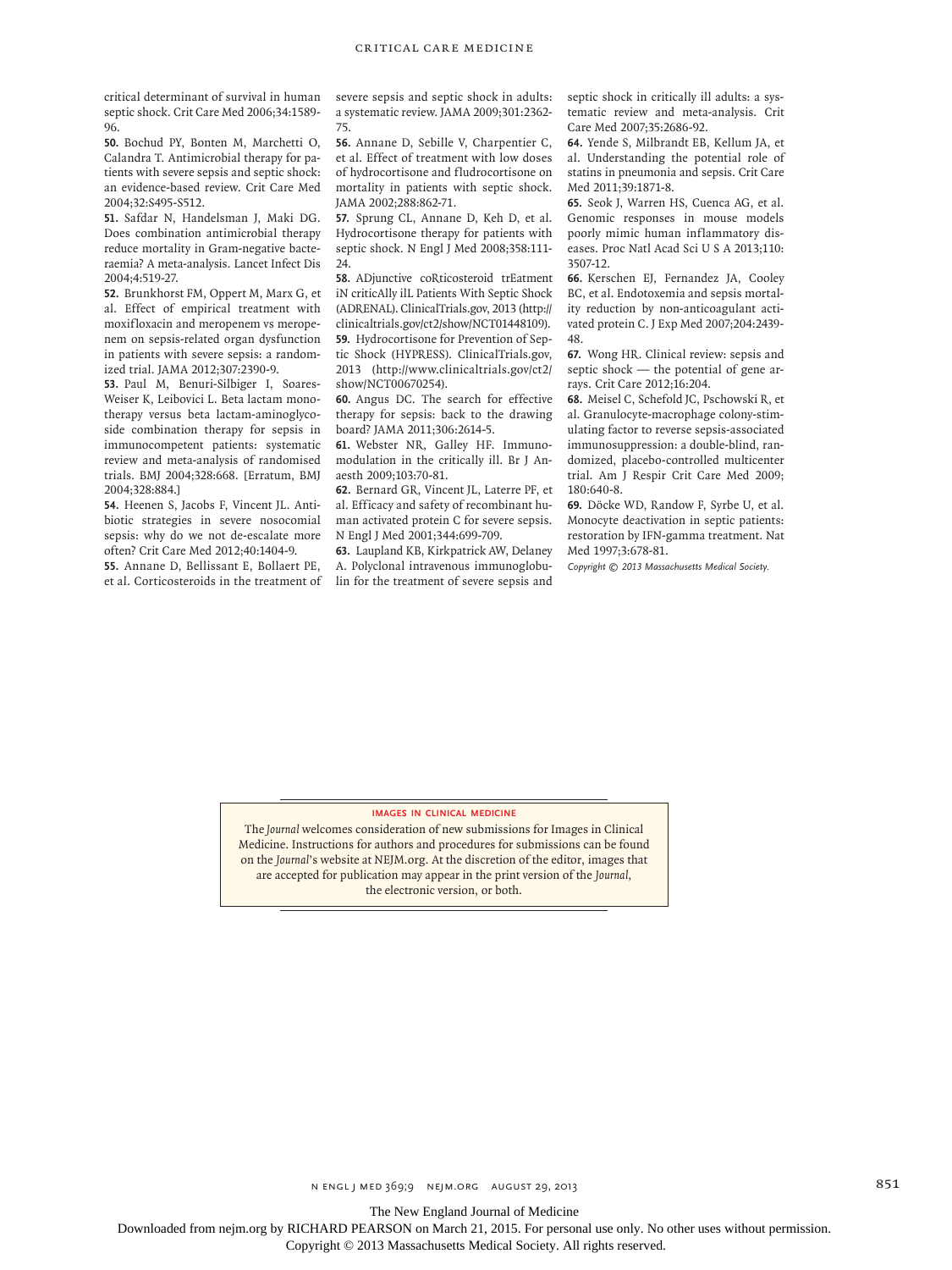critical determinant of survival in human septic shock. Crit Care Med 2006;34:1589-96.

**50.** Bochud PY, Bonten M, Marchetti O, Calandra T. Antimicrobial therapy for patients with severe sepsis and septic shock: an evidence-based review. Crit Care Med 2004;32:S495-S512.

**51.** Safdar N, Handelsman J, Maki DG. Does combination antimicrobial therapy reduce mortality in Gram-negative bacteraemia? A meta-analysis. Lancet Infect Dis 2004;4:519-27.

**52.** Brunkhorst FM, Oppert M, Marx G, et al. Effect of empirical treatment with moxifloxacin and meropenem vs meropenem on sepsis-related organ dysfunction in patients with severe sepsis: a randomized trial. JAMA 2012;307:2390-9.

**53.** Paul M, Benuri-Silbiger I, Soares-Weiser K, Leibovici L. Beta lactam monotherapy versus beta lactam-aminoglycoside combination therapy for sepsis in immunocompetent patients: systematic review and meta-analysis of randomised trials. BMJ 2004;328:668. [Erratum, BMJ 2004;328:884.]

**54.** Heenen S, Jacobs F, Vincent JL. Antibiotic strategies in severe nosocomial sepsis: why do we not de-escalate more often? Crit Care Med 2012;40:1404-9.

**55.** Annane D, Bellissant E, Bollaert PE, et al. Corticosteroids in the treatment of severe sepsis and septic shock in adults: a systematic review. JAMA 2009;301:2362-75.

**56.** Annane D, Sebille V, Charpentier C, et al. Effect of treatment with low doses of hydrocortisone and fludrocortisone on mortality in patients with septic shock. JAMA 2002;288:862-71.

**57.** Sprung CL, Annane D, Keh D, et al. Hydrocortisone therapy for patients with septic shock. N Engl J Med 2008;358:111-24.

**58.** ADjunctive coRticosteroid trEatment iN criticAlly ilL Patients With Septic Shock (ADRENAL). ClinicalTrials.gov, 2013 (http://clinicaltrials.gov/ct2/show/NCT01448109).

**59.** Hydrocortisone for Prevention of Septic Shock (HYPRESS). ClinicalTrials.gov, 2013 (http://www.clinicaltrials.gov/ct2/show/NCT00670254).

**60.** Angus DC. The search for effective therapy for sepsis: back to the drawing board? JAMA 2011;306:2614-5.

**61.** Webster NR, Galley HF. Immunomodulation in the critically ill. Br J Anaesth 2009;103:70-81.

**62.** Bernard GR, Vincent JL, Laterre PF, et al. Efficacy and safety of recombinant human activated protein C for severe sepsis. N Engl J Med 2001;344:699-709.

**63.** Laupland KB, Kirkpatrick AW, Delaney A. Polyclonal intravenous immunoglobulin for the treatment of severe sepsis and septic shock in critically ill adults: a systematic review and meta-analysis. Crit Care Med 2007;35:2686-92.

**64.** Yende S, Milbrandt EB, Kellum JA, et al. Understanding the potential role of statins in pneumonia and sepsis. Crit Care Med 2011;39:1871-8.

**65.** Seok J, Warren HS, Cuenca AG, et al. Genomic responses in mouse models poorly mimic human inflammatory diseases. Proc Natl Acad Sci U S A 2013;110:3507-12.

**66.** Kerschen EJ, Fernandez JA, Cooley BC, et al. Endotoxemia and sepsis mortality reduction by non-anticoagulant activated protein C. J Exp Med 2007;204:2439-48.

**67.** Wong HR. Clinical review: sepsis and septic shock — the potential of gene arrays. Crit Care 2012;16:204.

**68.** Meisel C, Schefold JC, Pschowski R, et al. Granulocyte-macrophage colony-stimulating factor to reverse sepsis-associated immunosuppression: a double-blind, randomized, placebo-controlled multicenter trial. Am J Respir Crit Care Med 2009;180:640-8.

**69.** Döcke WD, Randow F, Syrbe U, et al. Monocyte deactivation in septic patients: restoration by IFN-gamma treatment. Nat Med 1997;3:678-81.

*Copyright © 2013 Massachusetts Medical Society.*

**IMAGES IN CLINICAL MEDICINE**

The *Journal* welcomes consideration of new submissions for Images in Clinical Medicine. Instructions for authors and procedures for submissions can be found on the *Journal*'s website at NEJM.org. At the discretion of the editor, images that are accepted for publication may appear in the print version of the *Journal*, the electronic version, or both.